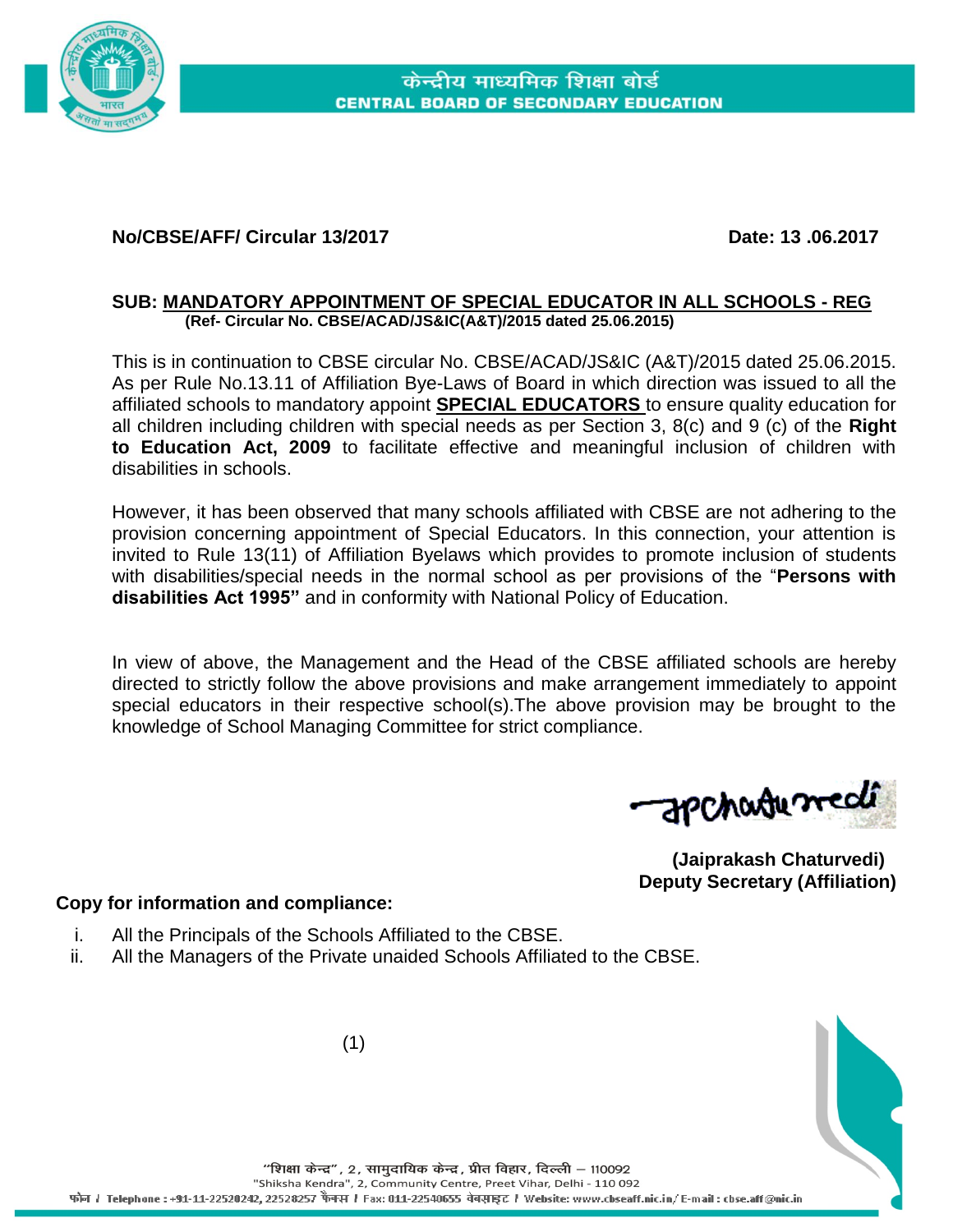केन्द्रीय माध्यमिक शिक्षा बोर्ड
**CENTRAL BOARD OF SECONDARY EDUCATION**

**No/CBSE/AFF/ Circular 13/2017** **Date: 13 .06.2017**

**SUB: <u>MANDATORY APPOINTMENT OF SPECIAL EDUCATOR IN ALL SCHOOLS - REG</u>**
**(Ref- Circular No. CBSE/ACAD/JS&IC(A&T)/2015 dated 25.06.2015)**

This is in continuation to CBSE circular No. CBSE/ACAD/JS&IC (A&T)/2015 dated 25.06.2015. As per Rule No.13.11 of Affiliation Bye-Laws of Board in which direction was issued to all the affiliated schools to mandatory appoint **<u>SPECIAL EDUCATORS</u>** to ensure quality education for all children including children with special needs as per Section 3, 8(c) and 9 (c) of the **Right to Education Act, 2009** to facilitate effective and meaningful inclusion of children with disabilities in schools.

However, it has been observed that many schools affiliated with CBSE are not adhering to the provision concerning appointment of Special Educators. In this connection, your attention is invited to Rule 13(11) of Affiliation Byelaws which provides to promote inclusion of students with disabilities/special needs in the normal school as per provisions of the "**Persons with disabilities Act 1995"** and in conformity with National Policy of Education.

In view of above, the Management and the Head of the CBSE affiliated schools are hereby directed to strictly follow the above provisions and make arrangement immediately to appoint special educators in their respective school(s).The above provision may be brought to the knowledge of School Managing Committee for strict compliance.

**(Jaiprakash Chaturvedi)**
**Deputy Secretary (Affiliation)**

**Copy for information and compliance:**

i. All the Principals of the Schools Affiliated to the CBSE.
ii. All the Managers of the Private unaided Schools Affiliated to the CBSE.

"शिक्षा केन्द्र", 2, सामुदायिक केन्द्र, प्रीत विहार, दिल्ली – 110092
"Shiksha Kendra", 2, Community Centre, Preet Vihar, Delhi - 110 092
फोन / Telephone : +91-11-22520242, 22528257 फैक्स / Fax: 011-22540655 वेबसाइट / Website: www.cbseaff.nic.in/ E-mail : cbse.aff@nic.in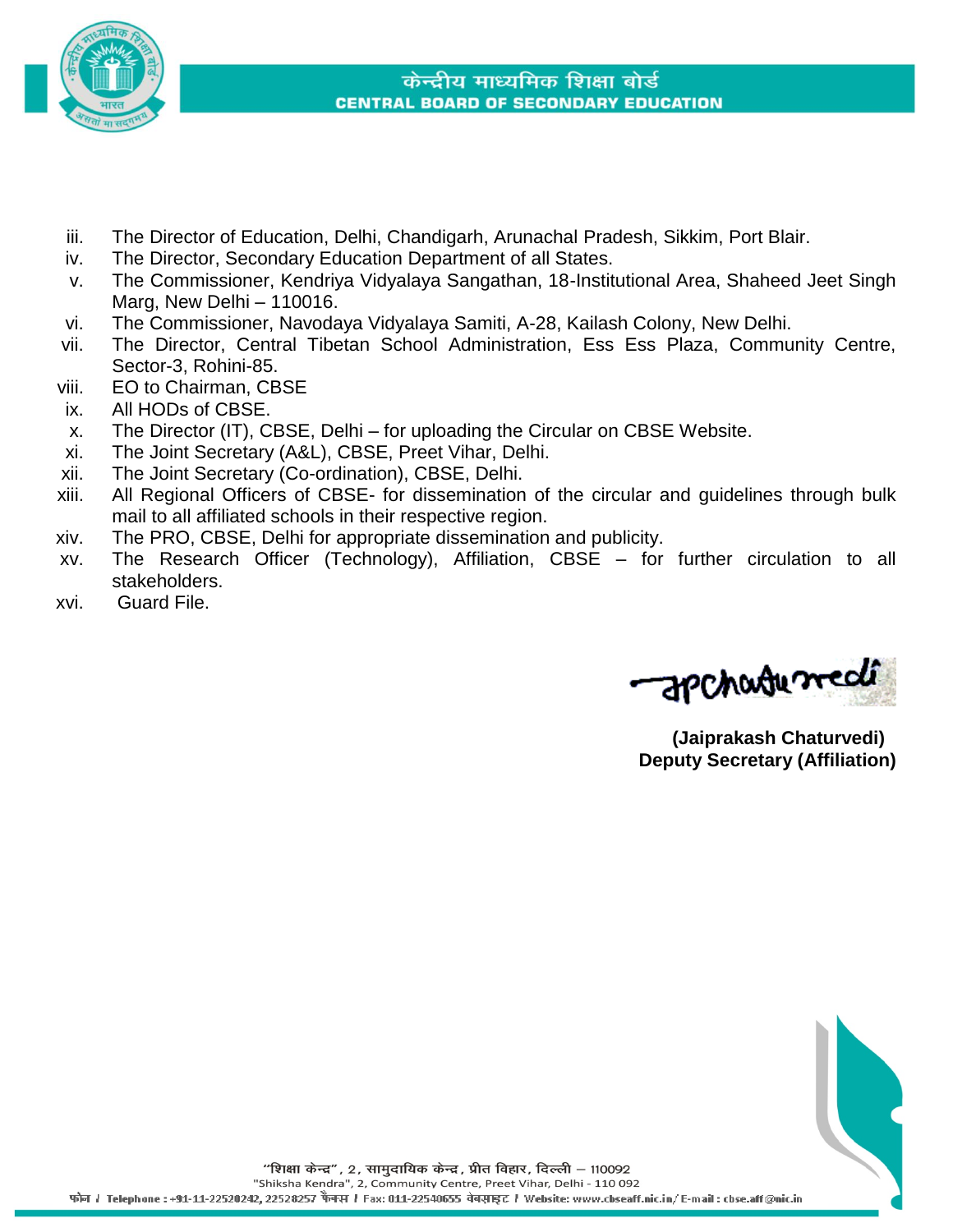iii. The Director of Education, Delhi, Chandigarh, Arunachal Pradesh, Sikkim, Port Blair.
iv. The Director, Secondary Education Department of all States.
v. The Commissioner, Kendriya Vidyalaya Sangathan, 18-Institutional Area, Shaheed Jeet Singh Marg, New Delhi – 110016.
vi. The Commissioner, Navodaya Vidyalaya Samiti, A-28, Kailash Colony, New Delhi.
vii. The Director, Central Tibetan School Administration, Ess Ess Plaza, Community Centre, Sector-3, Rohini-85.
viii. EO to Chairman, CBSE
ix. All HODs of CBSE.
x. The Director (IT), CBSE, Delhi – for uploading the Circular on CBSE Website.
xi. The Joint Secretary (A&L), CBSE, Preet Vihar, Delhi.
xii. The Joint Secretary (Co-ordination), CBSE, Delhi.
xiii. All Regional Officers of CBSE- for dissemination of the circular and guidelines through bulk mail to all affiliated schools in their respective region.
xiv. The PRO, CBSE, Delhi for appropriate dissemination and publicity.
xv. The Research Officer (Technology), Affiliation, CBSE – for further circulation to all stakeholders.
xvi. Guard File.

**(Jaiprakash Chaturvedi)**
**Deputy Secretary (Affiliation)**